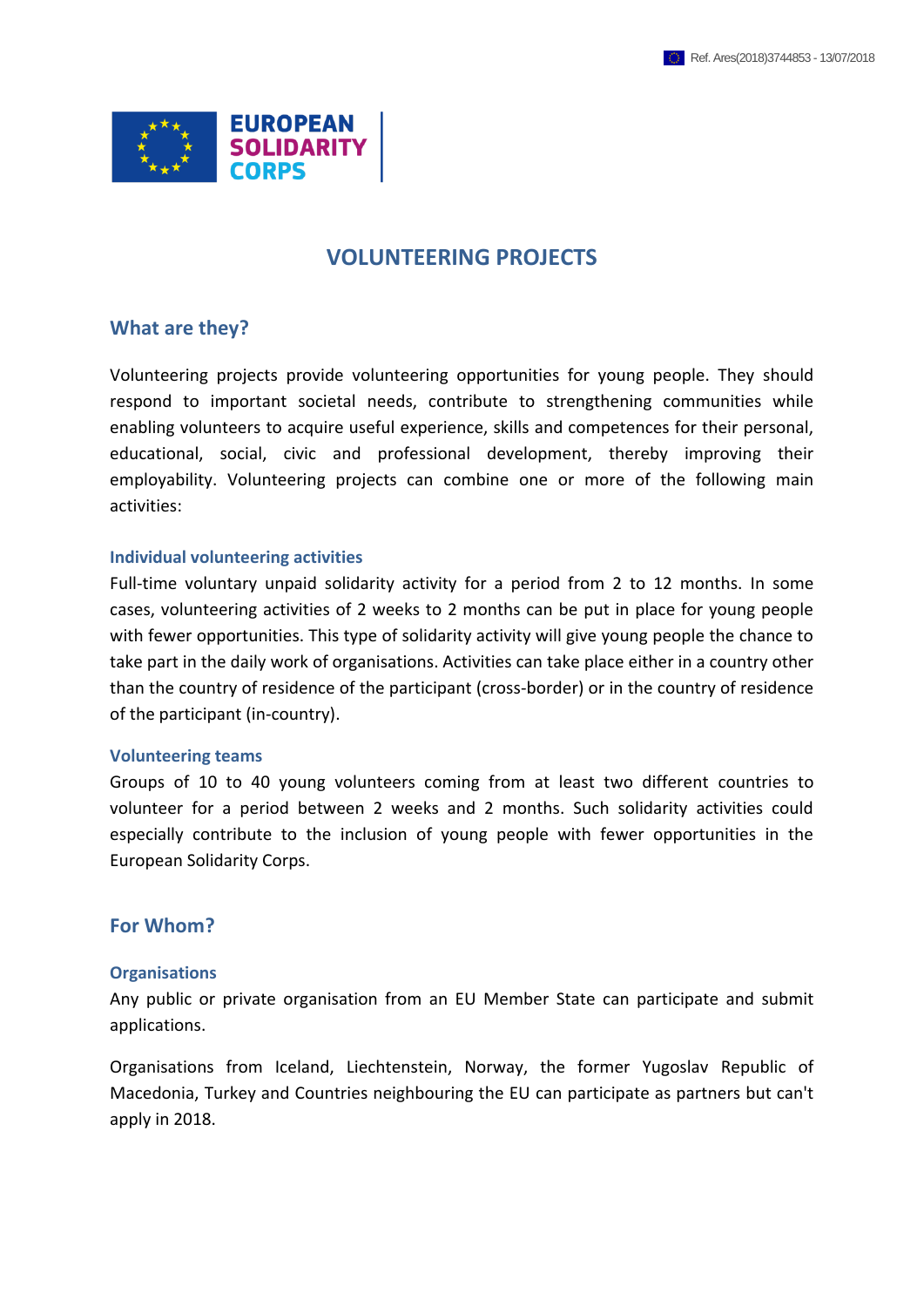EUROPEAN SOLIDARITY CORPS

# VOLUNTEERING PROJECTS

## What are they?

Volunteering projects provide volunteering opportunities for young people. They should respond to important societal needs, contribute to strengthening communities while enabling volunteers to acquire useful experience, skills and competences for their personal, educational, social, civic and professional development, thereby improving their employability. Volunteering projects can combine one or more of the following main activities:

### Individual volunteering activities

Full-time voluntary unpaid solidarity activity for a period from 2 to 12 months. In some cases, volunteering activities of 2 weeks to 2 months can be put in place for young people with fewer opportunities. This type of solidarity activity will give young people the chance to take part in the daily work of organisations. Activities can take place either in a country other than the country of residence of the participant (cross-border) or in the country of residence of the participant (in-country).

### Volunteering teams

Groups of 10 to 40 young volunteers coming from at least two different countries to volunteer for a period between 2 weeks and 2 months. Such solidarity activities could especially contribute to the inclusion of young people with fewer opportunities in the European Solidarity Corps.

## For Whom?

### Organisations

Any public or private organisation from an EU Member State can participate and submit applications.

Organisations from Iceland, Liechtenstein, Norway, the former Yugoslav Republic of Macedonia, Turkey and Countries neighbouring the EU can participate as partners but can't apply in 2018.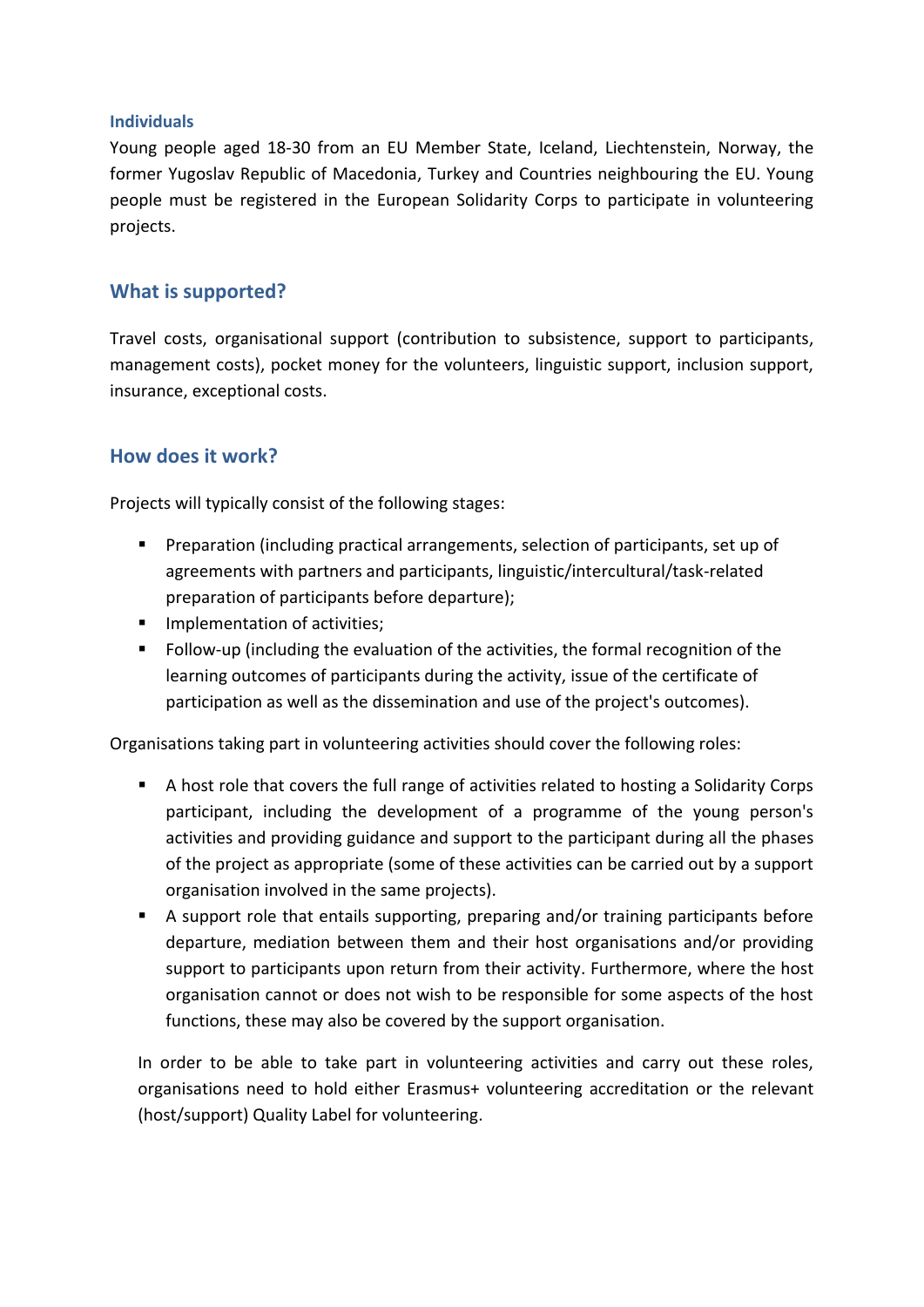#### Individuals

Young people aged 18-30 from an EU Member State, Iceland, Liechtenstein, Norway, the former Yugoslav Republic of Macedonia, Turkey and Countries neighbouring the EU. Young people must be registered in the European Solidarity Corps to participate in volunteering projects.

### What is supported?

Travel costs, organisational support (contribution to subsistence, support to participants, management costs), pocket money for the volunteers, linguistic support, inclusion support, insurance, exceptional costs.

### How does it work?

Projects will typically consist of the following stages:

- Preparation (including practical arrangements, selection of participants, set up of agreements with partners and participants, linguistic/intercultural/task-related preparation of participants before departure);
- Implementation of activities;
- Follow-up (including the evaluation of the activities, the formal recognition of the learning outcomes of participants during the activity, issue of the certificate of participation as well as the dissemination and use of the project's outcomes).

Organisations taking part in volunteering activities should cover the following roles:

- A host role that covers the full range of activities related to hosting a Solidarity Corps participant, including the development of a programme of the young person's activities and providing guidance and support to the participant during all the phases of the project as appropriate (some of these activities can be carried out by a support organisation involved in the same projects).
- A support role that entails supporting, preparing and/or training participants before departure, mediation between them and their host organisations and/or providing support to participants upon return from their activity. Furthermore, where the host organisation cannot or does not wish to be responsible for some aspects of the host functions, these may also be covered by the support organisation.

In order to be able to take part in volunteering activities and carry out these roles, organisations need to hold either Erasmus+ volunteering accreditation or the relevant (host/support) Quality Label for volunteering.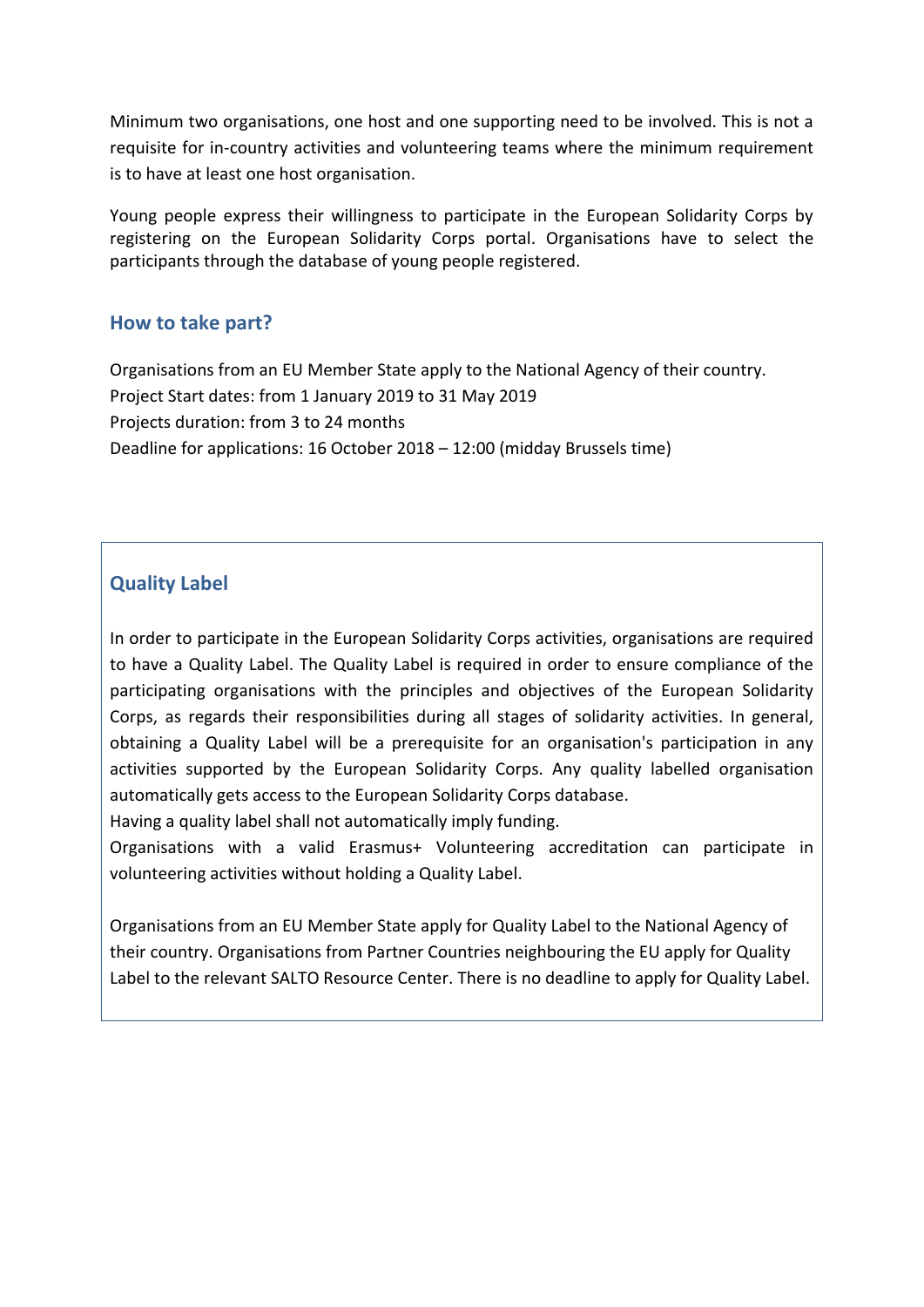Minimum two organisations, one host and one supporting need to be involved. This is not a requisite for in-country activities and volunteering teams where the minimum requirement is to have at least one host organisation.

Young people express their willingness to participate in the European Solidarity Corps by registering on the European Solidarity Corps portal. Organisations have to select the participants through the database of young people registered.

## How to take part?

Organisations from an EU Member State apply to the National Agency of their country.
Project Start dates: from 1 January 2019 to 31 May 2019
Projects duration: from 3 to 24 months
Deadline for applications: 16 October 2018 – 12:00 (midday Brussels time)

## Quality Label

In order to participate in the European Solidarity Corps activities, organisations are required to have a Quality Label. The Quality Label is required in order to ensure compliance of the participating organisations with the principles and objectives of the European Solidarity Corps, as regards their responsibilities during all stages of solidarity activities. In general, obtaining a Quality Label will be a prerequisite for an organisation's participation in any activities supported by the European Solidarity Corps. Any quality labelled organisation automatically gets access to the European Solidarity Corps database.
Having a quality label shall not automatically imply funding.
Organisations with a valid Erasmus+ Volunteering accreditation can participate in volunteering activities without holding a Quality Label.

Organisations from an EU Member State apply for Quality Label to the National Agency of their country. Organisations from Partner Countries neighbouring the EU apply for Quality Label to the relevant SALTO Resource Center. There is no deadline to apply for Quality Label.